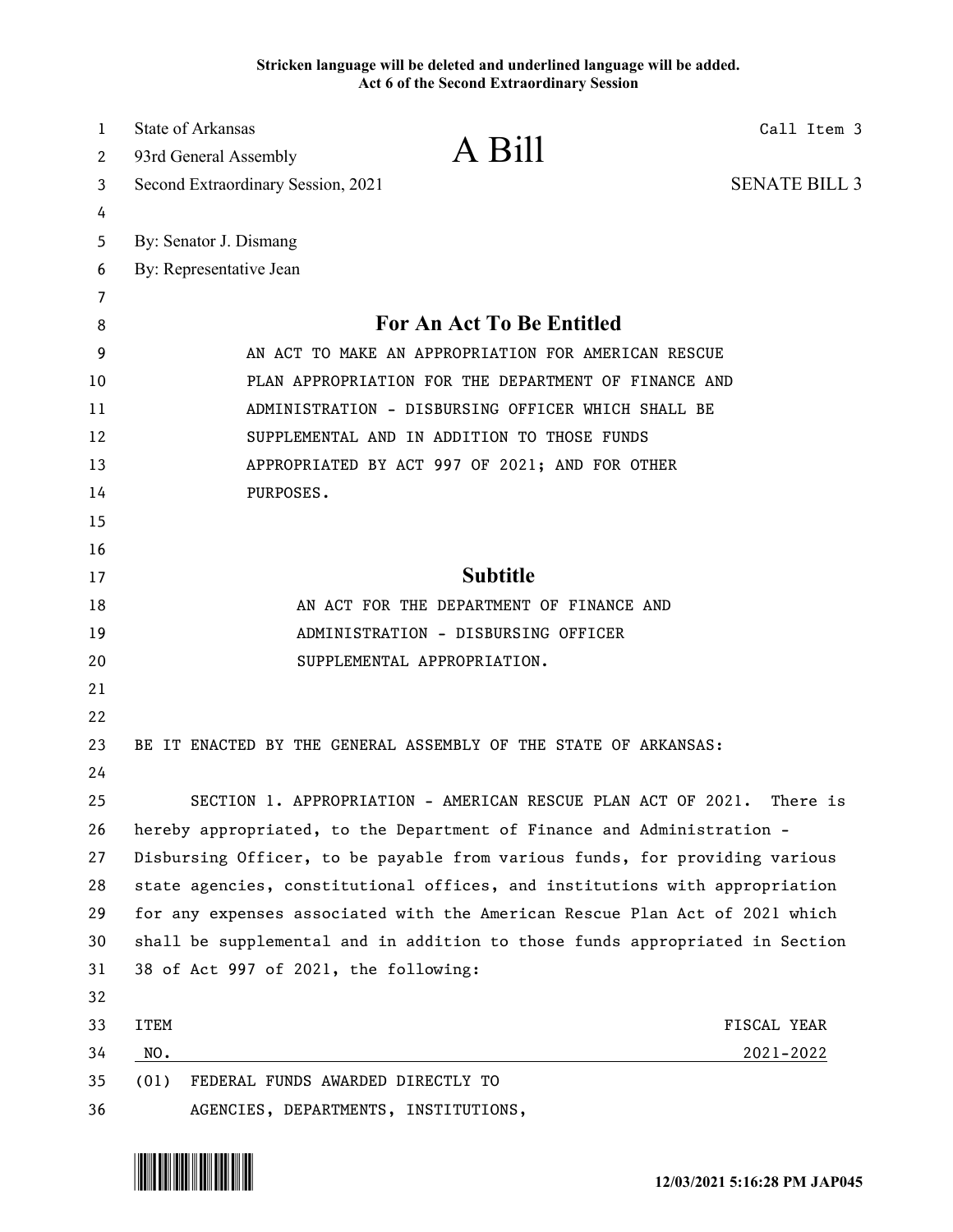**Stricken language will be deleted and underlined language will be added.**
**Act 6 of the Second Extraordinary Session**

State of Arkansas
93rd General Assembly
Second Extraordinary Session, 2021

# A Bill

Call Item 3

SENATE BILL 3

By: Senator J. Dismang
By: Representative Jean

## For An Act To Be Entitled

AN ACT TO MAKE AN APPROPRIATION FOR AMERICAN RESCUE PLAN APPROPRIATION FOR THE DEPARTMENT OF FINANCE AND ADMINISTRATION - DISBURSING OFFICER WHICH SHALL BE SUPPLEMENTAL AND IN ADDITION TO THOSE FUNDS APPROPRIATED BY ACT 997 OF 2021; AND FOR OTHER PURPOSES.

## Subtitle

AN ACT FOR THE DEPARTMENT OF FINANCE AND ADMINISTRATION - DISBURSING OFFICER SUPPLEMENTAL APPROPRIATION.

BE IT ENACTED BY THE GENERAL ASSEMBLY OF THE STATE OF ARKANSAS:

SECTION 1. APPROPRIATION - AMERICAN RESCUE PLAN ACT OF 2021. There is hereby appropriated, to the Department of Finance and Administration - Disbursing Officer, to be payable from various funds, for providing various state agencies, constitutional offices, and institutions with appropriation for any expenses associated with the American Rescue Plan Act of 2021 which shall be supplemental and in addition to those funds appropriated in Section 38 of Act 997 of 2021, the following:

| ITEM NO. | | FISCAL YEAR 2021-2022 |
|---|---|---|
| (01) | FEDERAL FUNDS AWARDED DIRECTLY TO AGENCIES, DEPARTMENTS, INSTITUTIONS, | |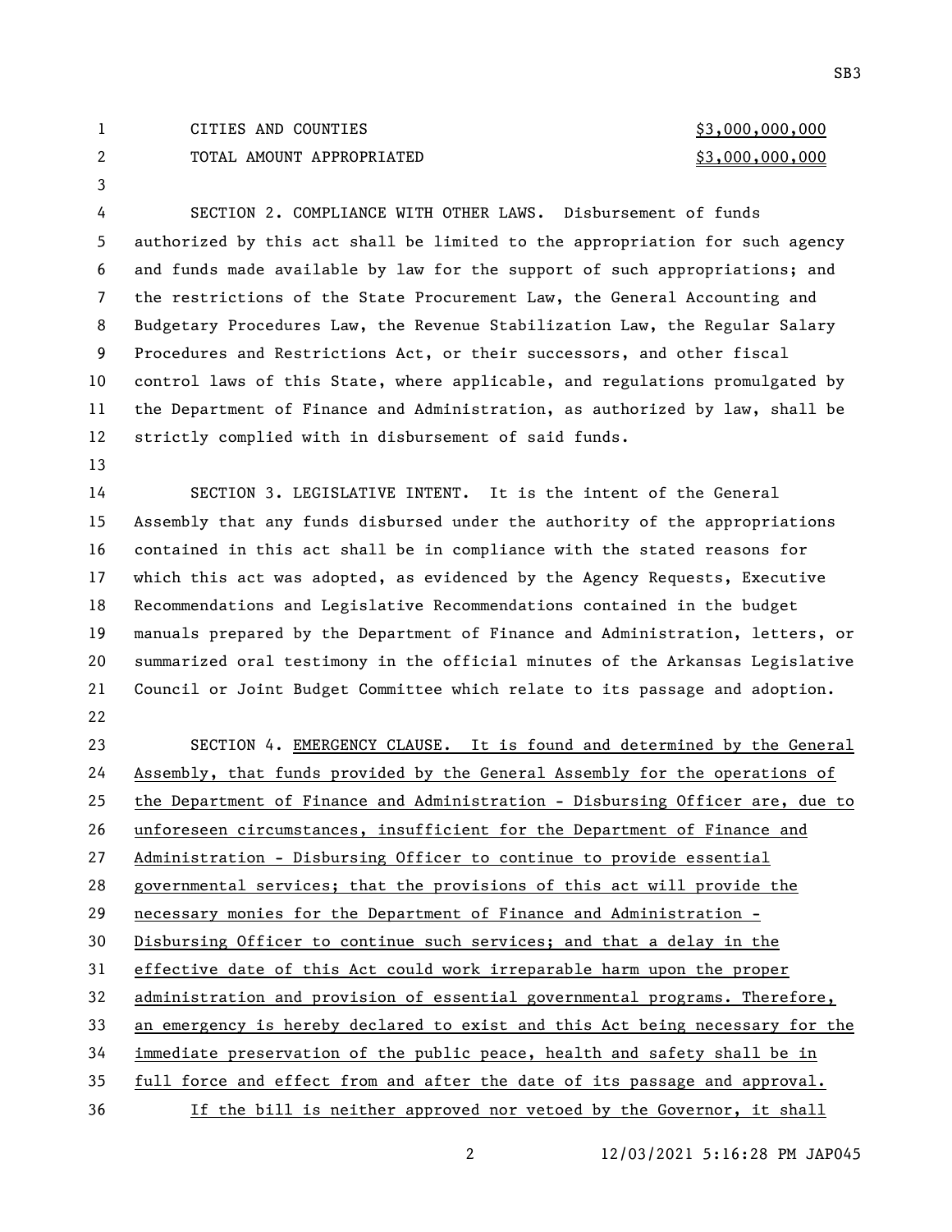| | |
|---|---|
| CITIES AND COUNTIES | $3,000,000,000 |
| TOTAL AMOUNT APPROPRIATED | $3,000,000,000 |

SECTION 2. COMPLIANCE WITH OTHER LAWS. Disbursement of funds authorized by this act shall be limited to the appropriation for such agency and funds made available by law for the support of such appropriations; and the restrictions of the State Procurement Law, the General Accounting and Budgetary Procedures Law, the Revenue Stabilization Law, the Regular Salary Procedures and Restrictions Act, or their successors, and other fiscal control laws of this State, where applicable, and regulations promulgated by the Department of Finance and Administration, as authorized by law, shall be strictly complied with in disbursement of said funds.

SECTION 3. LEGISLATIVE INTENT. It is the intent of the General Assembly that any funds disbursed under the authority of the appropriations contained in this act shall be in compliance with the stated reasons for which this act was adopted, as evidenced by the Agency Requests, Executive Recommendations and Legislative Recommendations contained in the budget manuals prepared by the Department of Finance and Administration, letters, or summarized oral testimony in the official minutes of the Arkansas Legislative Council or Joint Budget Committee which relate to its passage and adoption.

SECTION 4. EMERGENCY CLAUSE. It is found and determined by the General Assembly, that funds provided by the General Assembly for the operations of the Department of Finance and Administration - Disbursing Officer are, due to unforeseen circumstances, insufficient for the Department of Finance and Administration - Disbursing Officer to continue to provide essential governmental services; that the provisions of this act will provide the necessary monies for the Department of Finance and Administration - Disbursing Officer to continue such services; and that a delay in the effective date of this Act could work irreparable harm upon the proper administration and provision of essential governmental programs. Therefore, an emergency is hereby declared to exist and this Act being necessary for the immediate preservation of the public peace, health and safety shall be in full force and effect from and after the date of its passage and approval.

If the bill is neither approved nor vetoed by the Governor, it shall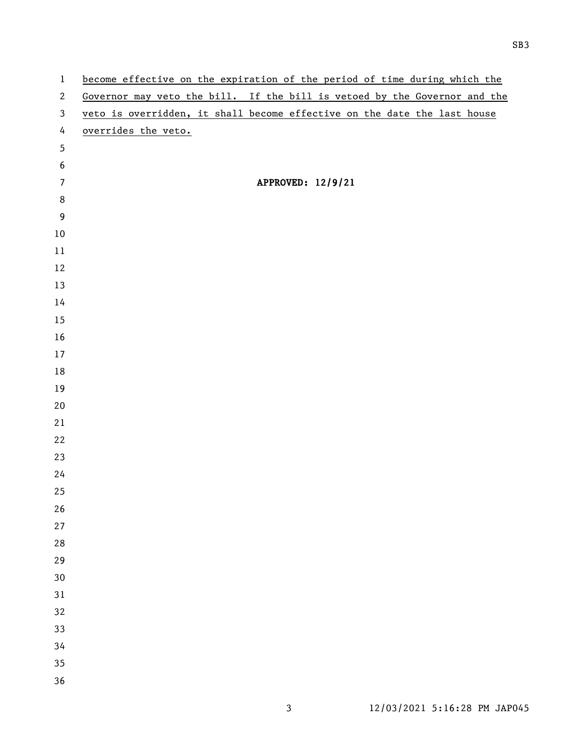become effective on the expiration of the period of time during which the Governor may veto the bill. If the bill is vetoed by the Governor and the veto is overridden, it shall become effective on the date the last house overrides the veto.

**APPROVED: 12/9/21**